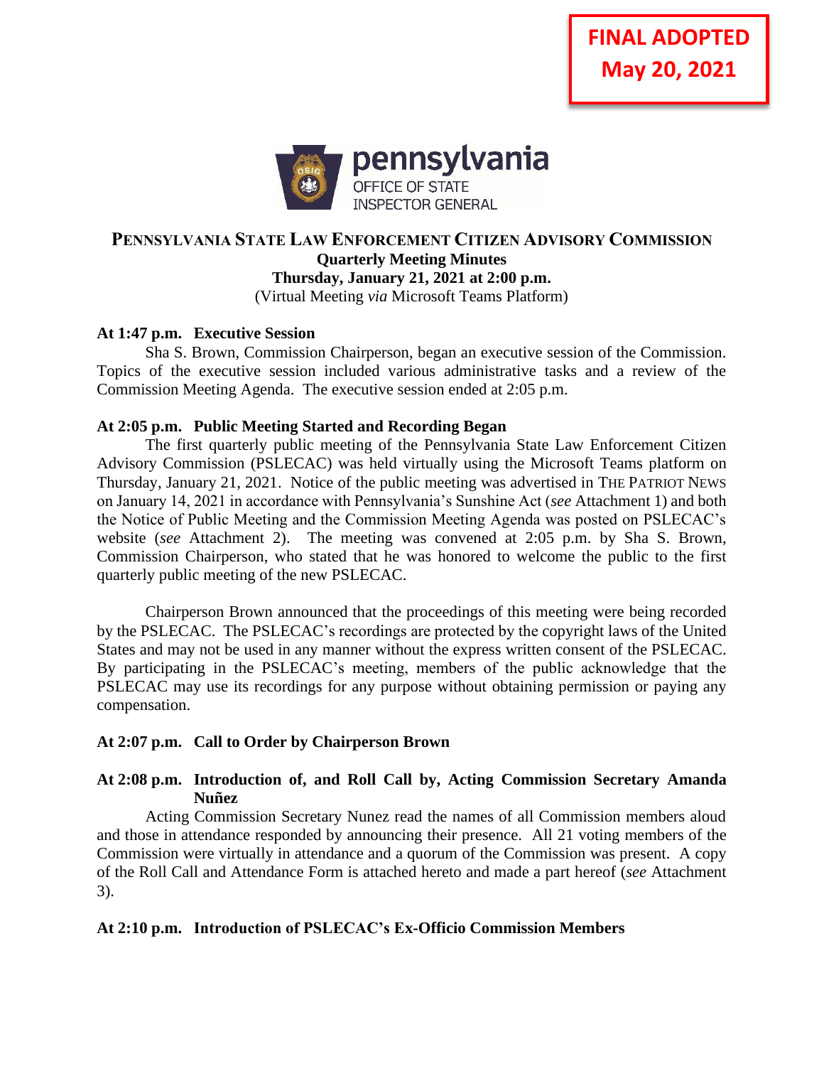**FINAL ADOPTED**
**May 20, 2021**

pennsylvania
OFFICE OF STATE INSPECTOR GENERAL

# PENNSYLVANIA STATE LAW ENFORCEMENT CITIZEN ADVISORY COMMISSION

**Quarterly Meeting Minutes**
**Thursday, January 21, 2021 at 2:00 p.m.**
(Virtual Meeting *via* Microsoft Teams Platform)

**At 1:47 p.m. Executive Session**

Sha S. Brown, Commission Chairperson, began an executive session of the Commission. Topics of the executive session included various administrative tasks and a review of the Commission Meeting Agenda. The executive session ended at 2:05 p.m.

**At 2:05 p.m. Public Meeting Started and Recording Began**

The first quarterly public meeting of the Pennsylvania State Law Enforcement Citizen Advisory Commission (PSLECAC) was held virtually using the Microsoft Teams platform on Thursday, January 21, 2021. Notice of the public meeting was advertised in THE PATRIOT NEWS on January 14, 2021 in accordance with Pennsylvania's Sunshine Act (*see* Attachment 1) and both the Notice of Public Meeting and the Commission Meeting Agenda was posted on PSLECAC's website (*see* Attachment 2). The meeting was convened at 2:05 p.m. by Sha S. Brown, Commission Chairperson, who stated that he was honored to welcome the public to the first quarterly public meeting of the new PSLECAC.

Chairperson Brown announced that the proceedings of this meeting were being recorded by the PSLECAC. The PSLECAC's recordings are protected by the copyright laws of the United States and may not be used in any manner without the express written consent of the PSLECAC. By participating in the PSLECAC's meeting, members of the public acknowledge that the PSLECAC may use its recordings for any purpose without obtaining permission or paying any compensation.

**At 2:07 p.m. Call to Order by Chairperson Brown**

**At 2:08 p.m. Introduction of, and Roll Call by, Acting Commission Secretary Amanda Nuñez**

Acting Commission Secretary Nunez read the names of all Commission members aloud and those in attendance responded by announcing their presence. All 21 voting members of the Commission were virtually in attendance and a quorum of the Commission was present. A copy of the Roll Call and Attendance Form is attached hereto and made a part hereof (*see* Attachment 3).

**At 2:10 p.m. Introduction of PSLECAC's Ex-Officio Commission Members**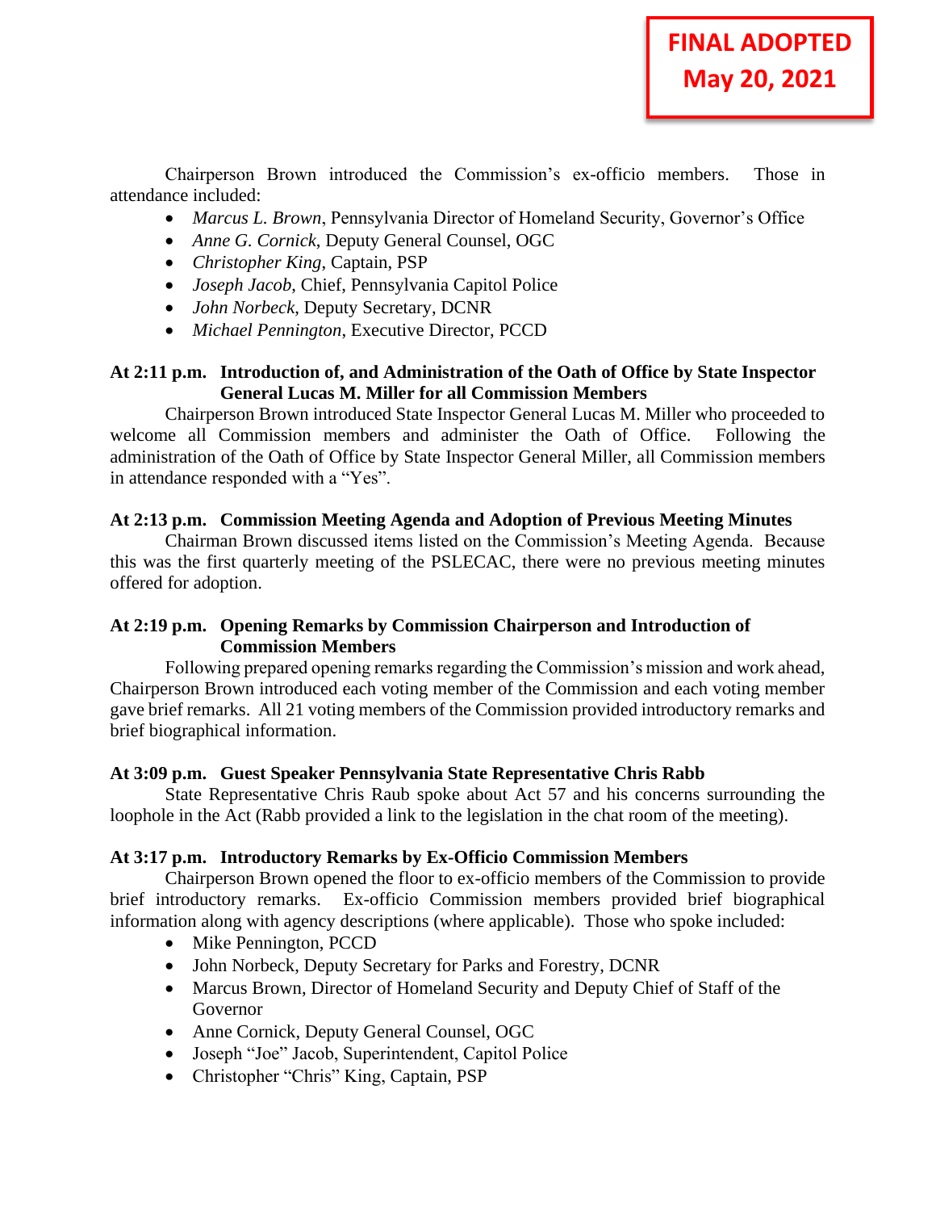**FINAL ADOPTED**
**May 20, 2021**

Chairperson Brown introduced the Commission's ex-officio members. Those in attendance included:

- *Marcus L. Brown*, Pennsylvania Director of Homeland Security, Governor's Office
- *Anne G. Cornick*, Deputy General Counsel, OGC
- *Christopher King*, Captain, PSP
- *Joseph Jacob*, Chief, Pennsylvania Capitol Police
- *John Norbeck*, Deputy Secretary, DCNR
- *Michael Pennington*, Executive Director, PCCD

**At 2:11 p.m. Introduction of, and Administration of the Oath of Office by State Inspector General Lucas M. Miller for all Commission Members**

Chairperson Brown introduced State Inspector General Lucas M. Miller who proceeded to welcome all Commission members and administer the Oath of Office. Following the administration of the Oath of Office by State Inspector General Miller, all Commission members in attendance responded with a "Yes".

**At 2:13 p.m. Commission Meeting Agenda and Adoption of Previous Meeting Minutes**

Chairman Brown discussed items listed on the Commission's Meeting Agenda. Because this was the first quarterly meeting of the PSLECAC, there were no previous meeting minutes offered for adoption.

**At 2:19 p.m. Opening Remarks by Commission Chairperson and Introduction of Commission Members**

Following prepared opening remarks regarding the Commission's mission and work ahead, Chairperson Brown introduced each voting member of the Commission and each voting member gave brief remarks. All 21 voting members of the Commission provided introductory remarks and brief biographical information.

**At 3:09 p.m. Guest Speaker Pennsylvania State Representative Chris Rabb**

State Representative Chris Raub spoke about Act 57 and his concerns surrounding the loophole in the Act (Rabb provided a link to the legislation in the chat room of the meeting).

**At 3:17 p.m. Introductory Remarks by Ex-Officio Commission Members**

Chairperson Brown opened the floor to ex-officio members of the Commission to provide brief introductory remarks. Ex-officio Commission members provided brief biographical information along with agency descriptions (where applicable). Those who spoke included:

- Mike Pennington, PCCD
- John Norbeck, Deputy Secretary for Parks and Forestry, DCNR
- Marcus Brown, Director of Homeland Security and Deputy Chief of Staff of the Governor
- Anne Cornick, Deputy General Counsel, OGC
- Joseph "Joe" Jacob, Superintendent, Capitol Police
- Christopher "Chris" King, Captain, PSP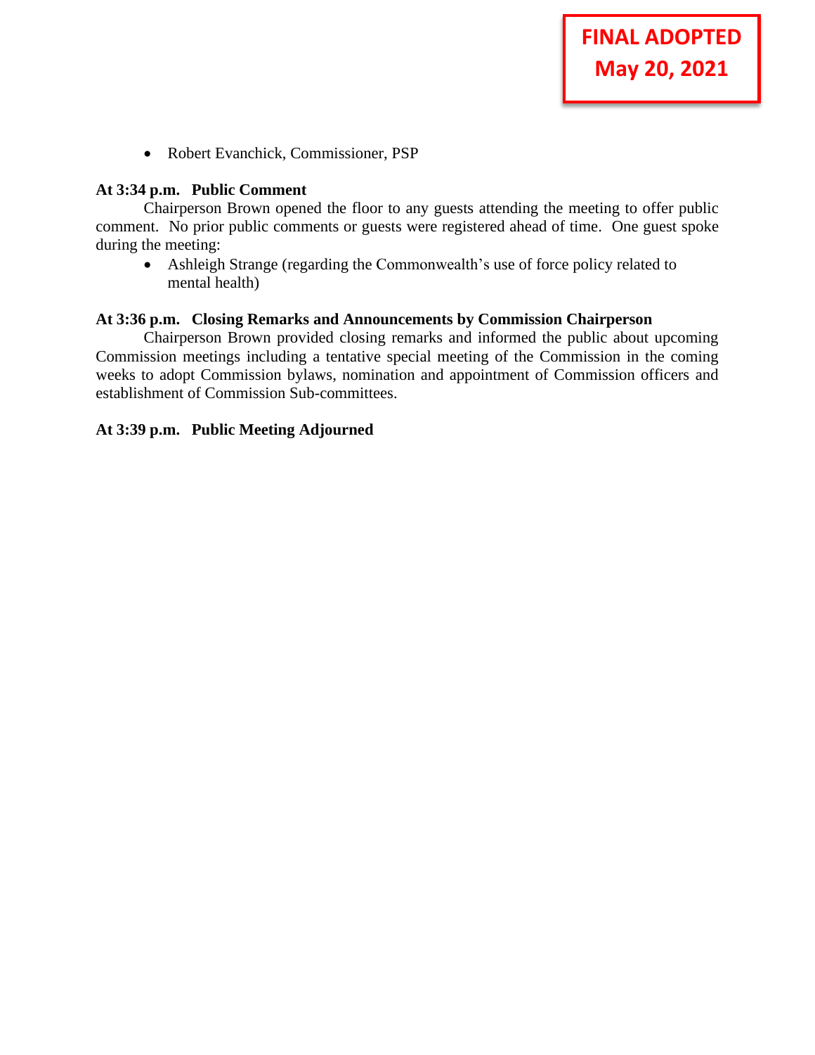**FINAL ADOPTED**
**May 20, 2021**

- Robert Evanchick, Commissioner, PSP

**At 3:34 p.m. Public Comment**

Chairperson Brown opened the floor to any guests attending the meeting to offer public comment. No prior public comments or guests were registered ahead of time. One guest spoke during the meeting:

- Ashleigh Strange (regarding the Commonwealth's use of force policy related to mental health)

**At 3:36 p.m. Closing Remarks and Announcements by Commission Chairperson**

Chairperson Brown provided closing remarks and informed the public about upcoming Commission meetings including a tentative special meeting of the Commission in the coming weeks to adopt Commission bylaws, nomination and appointment of Commission officers and establishment of Commission Sub-committees.

**At 3:39 p.m. Public Meeting Adjourned**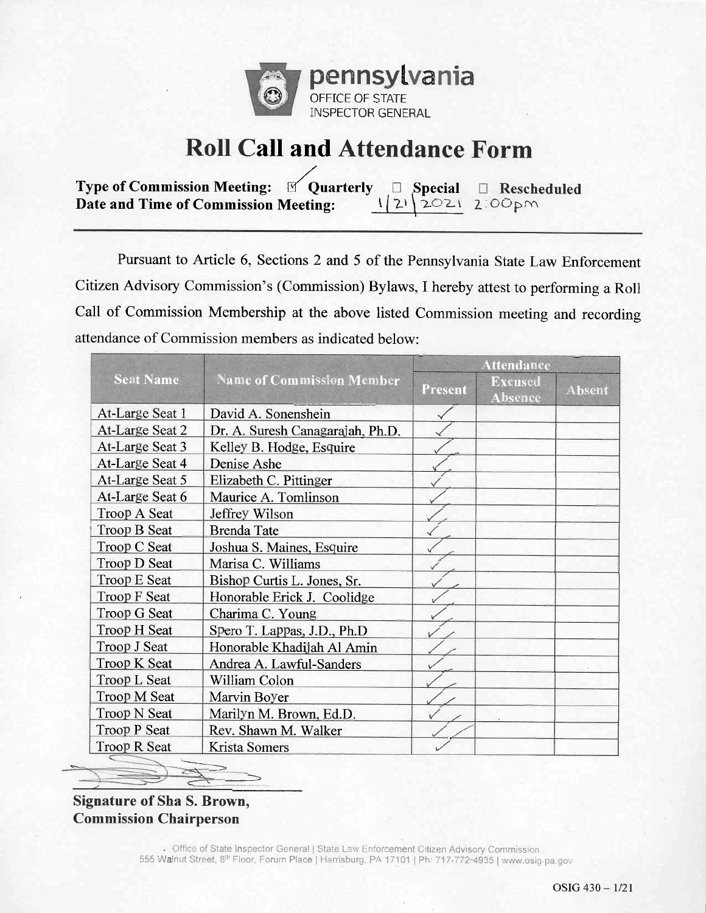pennsylvania
OFFICE OF STATE
INSPECTOR GENERAL

# Roll Call and Attendance Form

**Type of Commission Meeting:** ☑ **Quarterly** ☐ **Special** ☐ **Rescheduled**
**Date and Time of Commission Meeting:** 1/21/2021 2:00pm

Pursuant to Article 6, Sections 2 and 5 of the Pennsylvania State Law Enforcement Citizen Advisory Commission's (Commission) Bylaws, I hereby attest to performing a Roll Call of Commission Membership at the above listed Commission meeting and recording attendance of Commission members as indicated below:

| Seat Name | Name of Commission Member | Attendance | | |
|---|---|---|---|---|
| | | Present | Excused Absence | Absent |
| At-Large Seat 1 | David A. Sonenshein | ✓ | | |
| At-Large Seat 2 | Dr. A. Suresh Canagarajah, Ph.D. | ✓ | | |
| At-Large Seat 3 | Kelley B. Hodge, Esquire | ✓ | | |
| At-Large Seat 4 | Denise Ashe | ✓ | | |
| At-Large Seat 5 | Elizabeth C. Pittinger | ✓ | | |
| At-Large Seat 6 | Maurice A. Tomlinson | ✓ | | |
| Troop A Seat | Jeffrey Wilson | ✓ | | |
| Troop B Seat | Brenda Tate | ✓ | | |
| Troop C Seat | Joshua S. Maines, Esquire | ✓ | | |
| Troop D Seat | Marisa C. Williams | ✓ | | |
| Troop E Seat | Bishop Curtis L. Jones, Sr. | ✓ | | |
| Troop F Seat | Honorable Erick J. Coolidge | ✓ | | |
| Troop G Seat | Charima C. Young | ✓ | | |
| Troop H Seat | Spero T. Lappas, J.D., Ph.D | ✓ | | |
| Troop J Seat | Honorable Khadijah Al Amin | ✓ | | |
| Troop K Seat | Andrea A. Lawful-Sanders | ✓ | | |
| Troop L Seat | William Colon | ✓ | | |
| Troop M Seat | Marvin Boyer | ✓ | | |
| Troop N Seat | Marilyn M. Brown, Ed.D. | ✓ | | |
| Troop P Seat | Rev. Shawn M. Walker | ✓ | | |
| Troop R Seat | Krista Somers | ✓ | | |

**Signature of Sha S. Brown,**
**Commission Chairperson**

Office of State Inspector General | State Law Enforcement Citizen Advisory Commission
555 Walnut Street, 8th Floor, Forum Place | Harrisburg, PA 17101 | Ph: 717-772-4935 | www.osig.pa.gov

OSIG 430 – 1/21